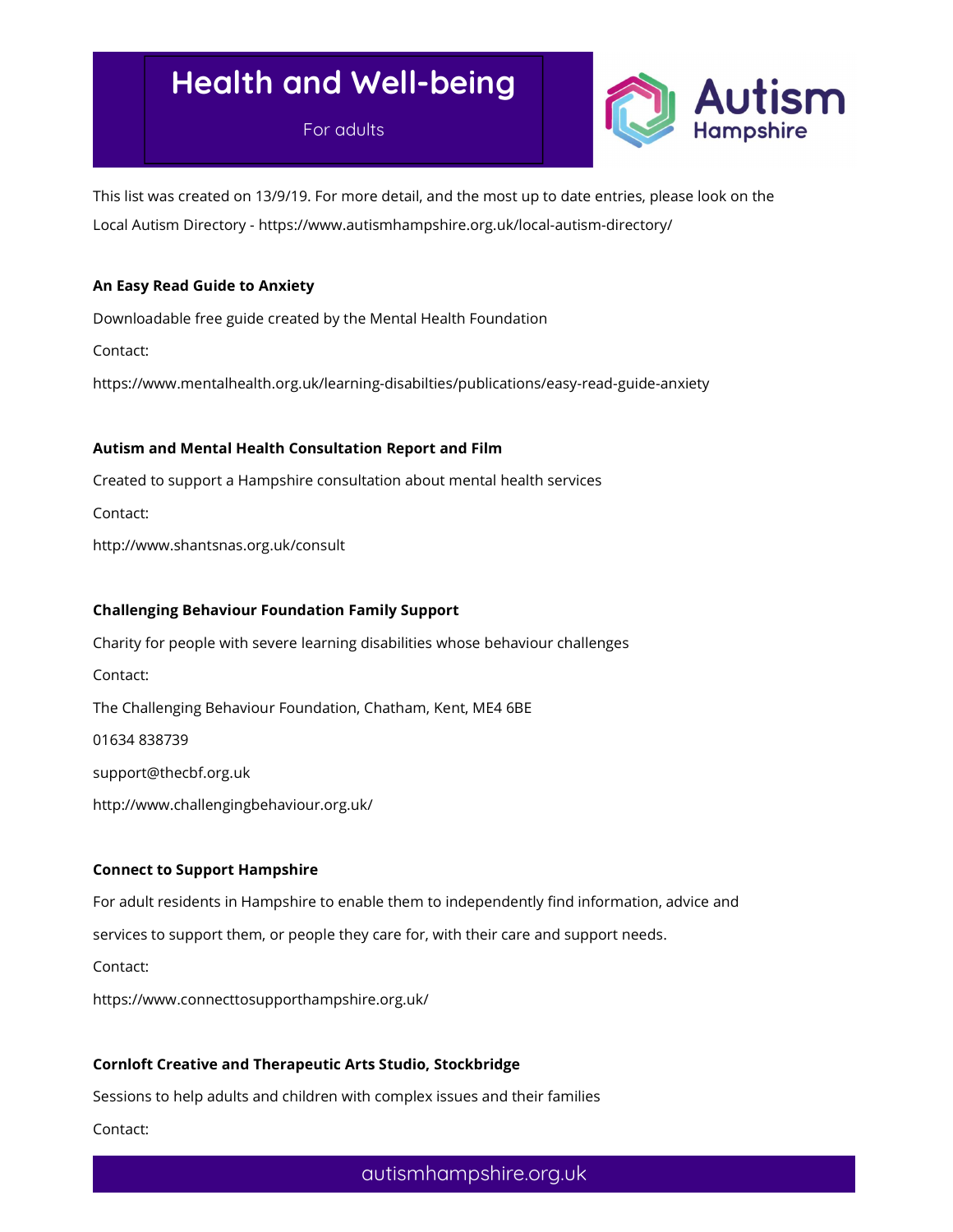# Health and Well-being

For adults

Autism Hampshire

This list was created on 13/9/19. For more detail, and the most up to date entries, please look on the Local Autism Directory - https://www.autismhampshire.org.uk/local-autism-directory/

**An Easy Read Guide to Anxiety**

Downloadable free guide created by the Mental Health Foundation

Contact:

https://www.mentalhealth.org.uk/learning-disabilties/publications/easy-read-guide-anxiety

**Autism and Mental Health Consultation Report and Film**

Created to support a Hampshire consultation about mental health services

Contact:

http://www.shantsnas.org.uk/consult

**Challenging Behaviour Foundation Family Support**

Charity for people with severe learning disabilities whose behaviour challenges

Contact:

The Challenging Behaviour Foundation, Chatham, Kent, ME4 6BE

01634 838739

support@thecbf.org.uk

http://www.challengingbehaviour.org.uk/

**Connect to Support Hampshire**

For adult residents in Hampshire to enable them to independently find information, advice and services to support them, or people they care for, with their care and support needs.

Contact:

https://www.connecttosupporthampshire.org.uk/

**Cornloft Creative and Therapeutic Arts Studio, Stockbridge**

Sessions to help adults and children with complex issues and their families

Contact: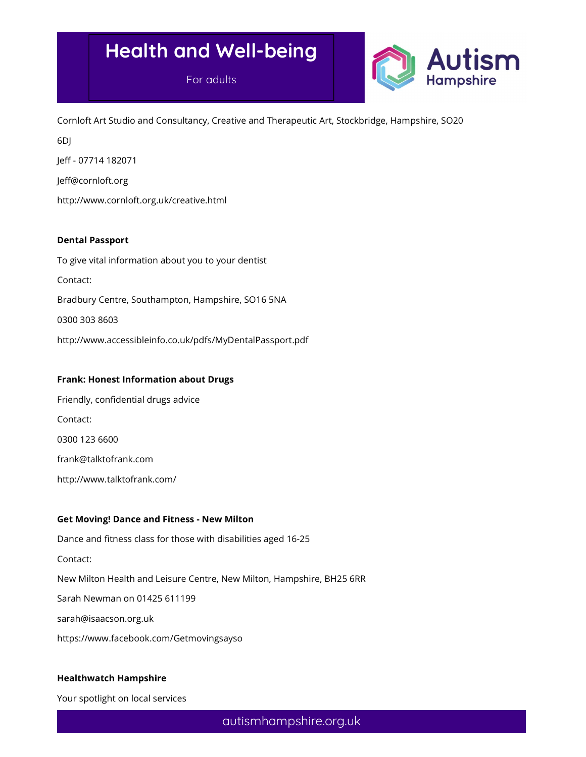Cornloft Art Studio and Consultancy, Creative and Therapeutic Art, Stockbridge, Hampshire, SO20 6DJ

Jeff - 07714 182071

Jeff@cornloft.org

http://www.cornloft.org.uk/creative.html

**Dental Passport**

To give vital information about you to your dentist

Contact:

Bradbury Centre, Southampton, Hampshire, SO16 5NA

0300 303 8603

http://www.accessibleinfo.co.uk/pdfs/MyDentalPassport.pdf

**Frank: Honest Information about Drugs**

Friendly, confidential drugs advice

Contact:

0300 123 6600

frank@talktofrank.com

http://www.talktofrank.com/

**Get Moving! Dance and Fitness - New Milton**

Dance and fitness class for those with disabilities aged 16-25

Contact:

New Milton Health and Leisure Centre, New Milton, Hampshire, BH25 6RR

Sarah Newman on 01425 611199

sarah@isaacson.org.uk

https://www.facebook.com/Getmovingsayso

**Healthwatch Hampshire**

Your spotlight on local services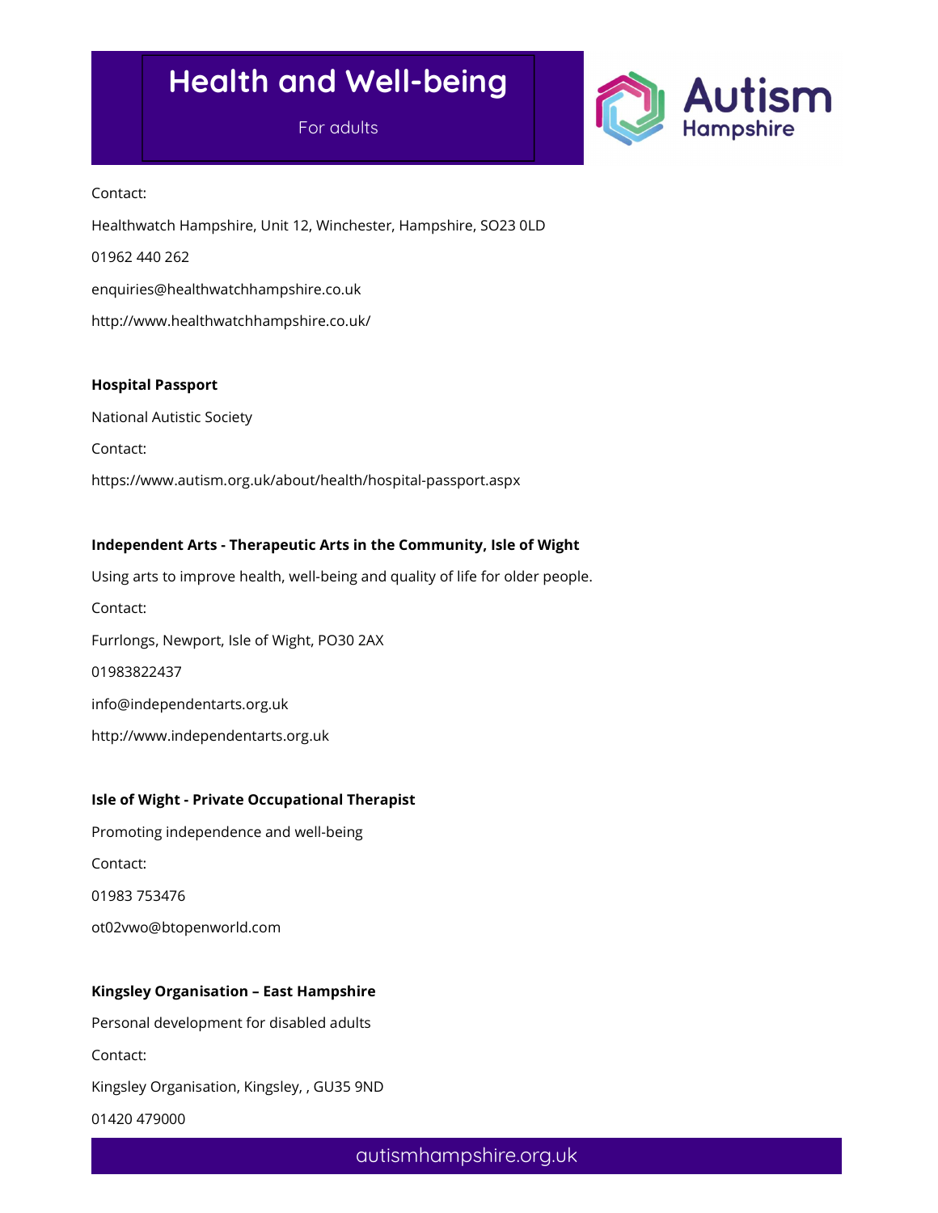Contact:

Healthwatch Hampshire, Unit 12, Winchester, Hampshire, SO23 0LD

01962 440 262

enquiries@healthwatchhampshire.co.uk

http://www.healthwatchhampshire.co.uk/

**Hospital Passport**

National Autistic Society

Contact:

https://www.autism.org.uk/about/health/hospital-passport.aspx

**Independent Arts - Therapeutic Arts in the Community, Isle of Wight**

Using arts to improve health, well-being and quality of life for older people.

Contact:

Furrlongs, Newport, Isle of Wight, PO30 2AX

01983822437

info@independentarts.org.uk

http://www.independentarts.org.uk

**Isle of Wight - Private Occupational Therapist**

Promoting independence and well-being

Contact:

01983 753476

ot02vwo@btopenworld.com

**Kingsley Organisation – East Hampshire**

Personal development for disabled adults

Contact:

Kingsley Organisation, Kingsley, , GU35 9ND

01420 479000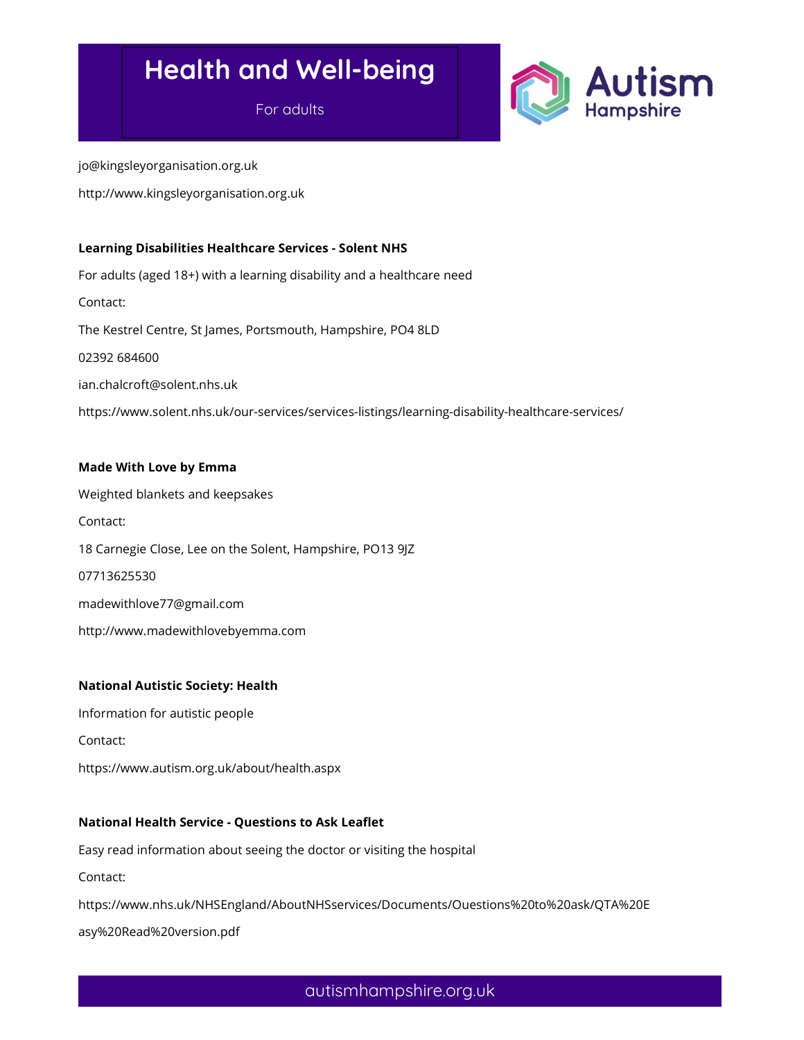jo@kingsleyorganisation.org.uk

http://www.kingsleyorganisation.org.uk

**Learning Disabilities Healthcare Services - Solent NHS**

For adults (aged 18+) with a learning disability and a healthcare need

Contact:

The Kestrel Centre, St James, Portsmouth, Hampshire, PO4 8LD

02392 684600

ian.chalcroft@solent.nhs.uk

https://www.solent.nhs.uk/our-services/services-listings/learning-disability-healthcare-services/

**Made With Love by Emma**

Weighted blankets and keepsakes

Contact:

18 Carnegie Close, Lee on the Solent, Hampshire, PO13 9JZ

07713625530

madewithlove77@gmail.com

http://www.madewithlovebyemma.com

**National Autistic Society: Health**

Information for autistic people

Contact:

https://www.autism.org.uk/about/health.aspx

**National Health Service - Questions to Ask Leaflet**

Easy read information about seeing the doctor or visiting the hospital

Contact:

https://www.nhs.uk/NHSEngland/AboutNHSservices/Documents/Questions%20to%20ask/QTA%20Easy%20Read%20version.pdf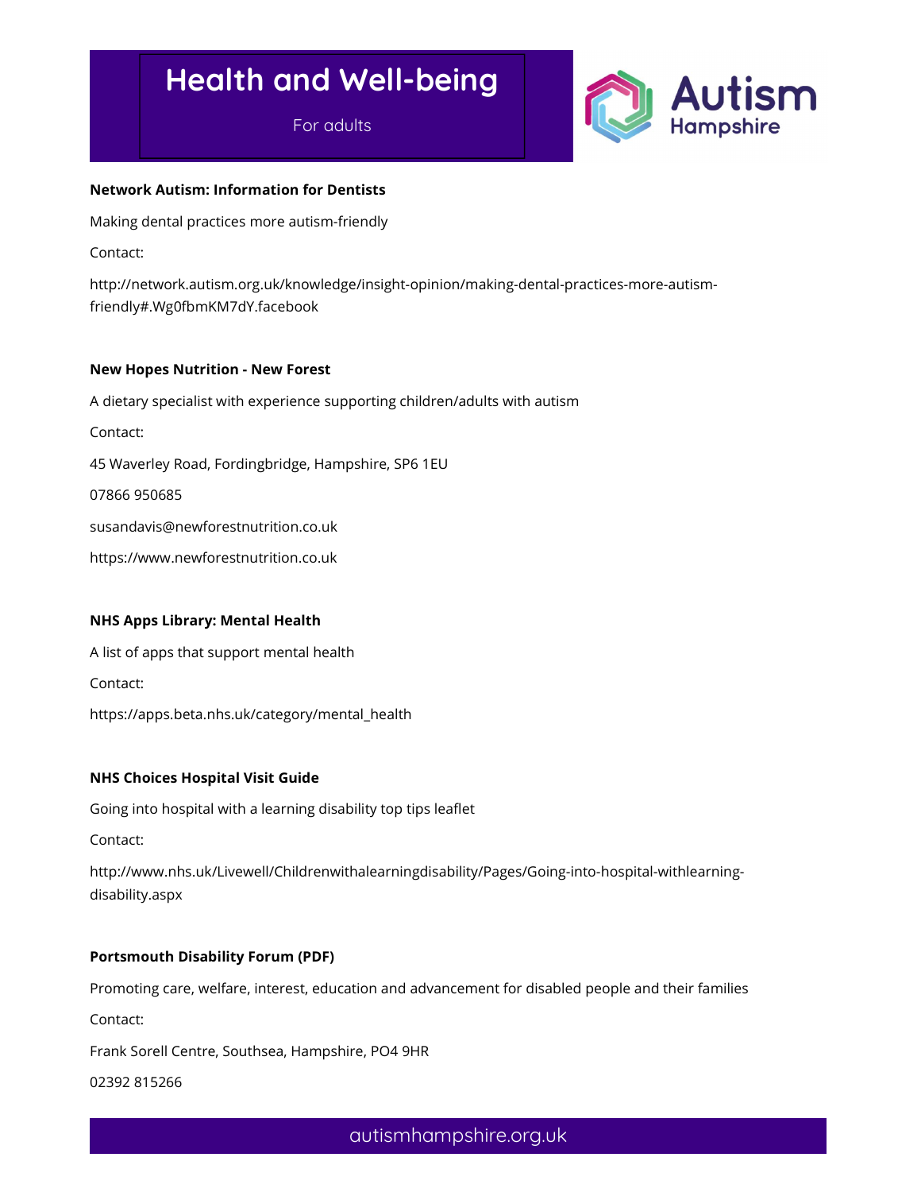# Health and Well-being

For adults

**Network Autism: Information for Dentists**

Making dental practices more autism-friendly

Contact:

http://network.autism.org.uk/knowledge/insight-opinion/making-dental-practices-more-autism-friendly#.Wg0fbmKM7dY.facebook

**New Hopes Nutrition - New Forest**

A dietary specialist with experience supporting children/adults with autism

Contact:

45 Waverley Road, Fordingbridge, Hampshire, SP6 1EU

07866 950685

susandavis@newforestnutrition.co.uk

https://www.newforestnutrition.co.uk

**NHS Apps Library: Mental Health**

A list of apps that support mental health

Contact:

https://apps.beta.nhs.uk/category/mental_health

**NHS Choices Hospital Visit Guide**

Going into hospital with a learning disability top tips leaflet

Contact:

http://www.nhs.uk/Livewell/Childrenwithalearningdisability/Pages/Going-into-hospital-withlearning-disability.aspx

**Portsmouth Disability Forum (PDF)**

Promoting care, welfare, interest, education and advancement for disabled people and their families

Contact:

Frank Sorell Centre, Southsea, Hampshire, PO4 9HR

02392 815266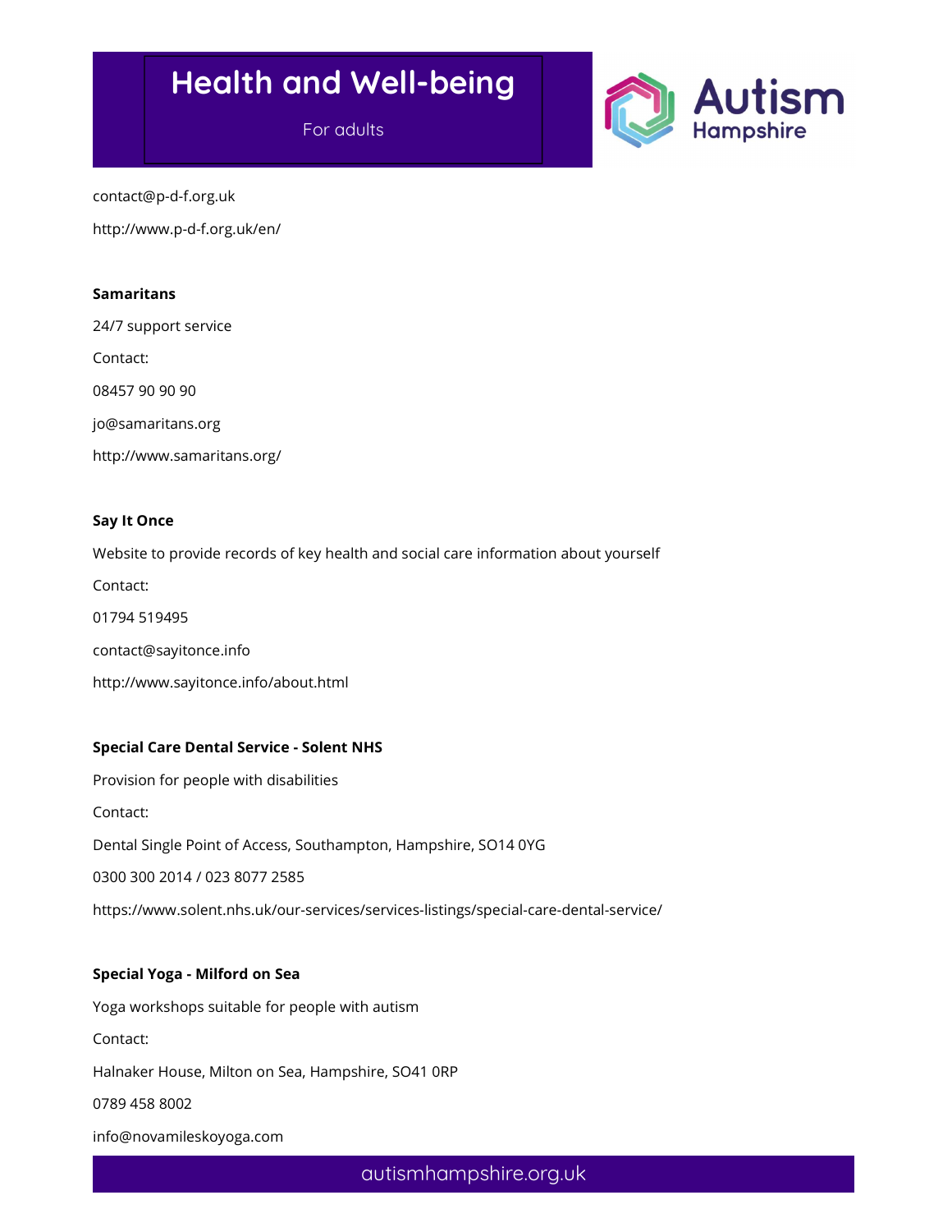contact@p-d-f.org.uk

http://www.p-d-f.org.uk/en/

**Samaritans**

24/7 support service

Contact:

08457 90 90 90

jo@samaritans.org

http://www.samaritans.org/

**Say It Once**

Website to provide records of key health and social care information about yourself

Contact:

01794 519495

contact@sayitonce.info

http://www.sayitonce.info/about.html

**Special Care Dental Service - Solent NHS**

Provision for people with disabilities

Contact:

Dental Single Point of Access, Southampton, Hampshire, SO14 0YG

0300 300 2014 / 023 8077 2585

https://www.solent.nhs.uk/our-services/services-listings/special-care-dental-service/

**Special Yoga - Milford on Sea**

Yoga workshops suitable for people with autism

Contact:

Halnaker House, Milton on Sea, Hampshire, SO41 0RP

0789 458 8002

info@novamileskoyoga.com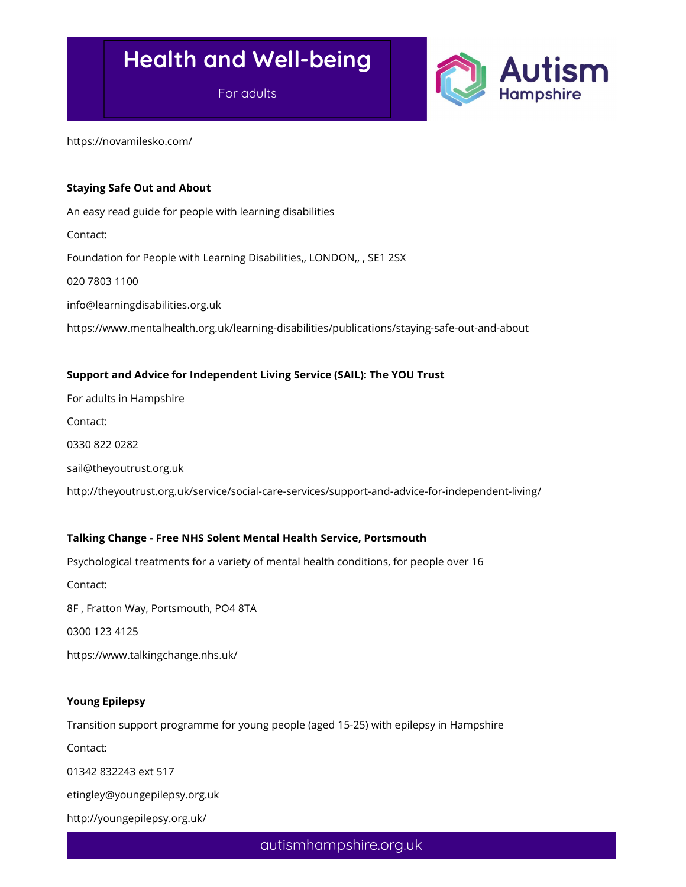https://novamilesko.com/

**Staying Safe Out and About**

An easy read guide for people with learning disabilities

Contact:

Foundation for People with Learning Disabilities,, LONDON,, , SE1 2SX

020 7803 1100

info@learningdisabilities.org.uk

https://www.mentalhealth.org.uk/learning-disabilities/publications/staying-safe-out-and-about

**Support and Advice for Independent Living Service (SAIL): The YOU Trust**

For adults in Hampshire

Contact:

0330 822 0282

sail@theyoutrust.org.uk

http://theyoutrust.org.uk/service/social-care-services/support-and-advice-for-independent-living/

**Talking Change - Free NHS Solent Mental Health Service, Portsmouth**

Psychological treatments for a variety of mental health conditions, for people over 16

Contact:

8F , Fratton Way, Portsmouth, PO4 8TA

0300 123 4125

https://www.talkingchange.nhs.uk/

**Young Epilepsy**

Transition support programme for young people (aged 15-25) with epilepsy in Hampshire

Contact:

01342 832243 ext 517

etingley@youngepilepsy.org.uk

http://youngepilepsy.org.uk/